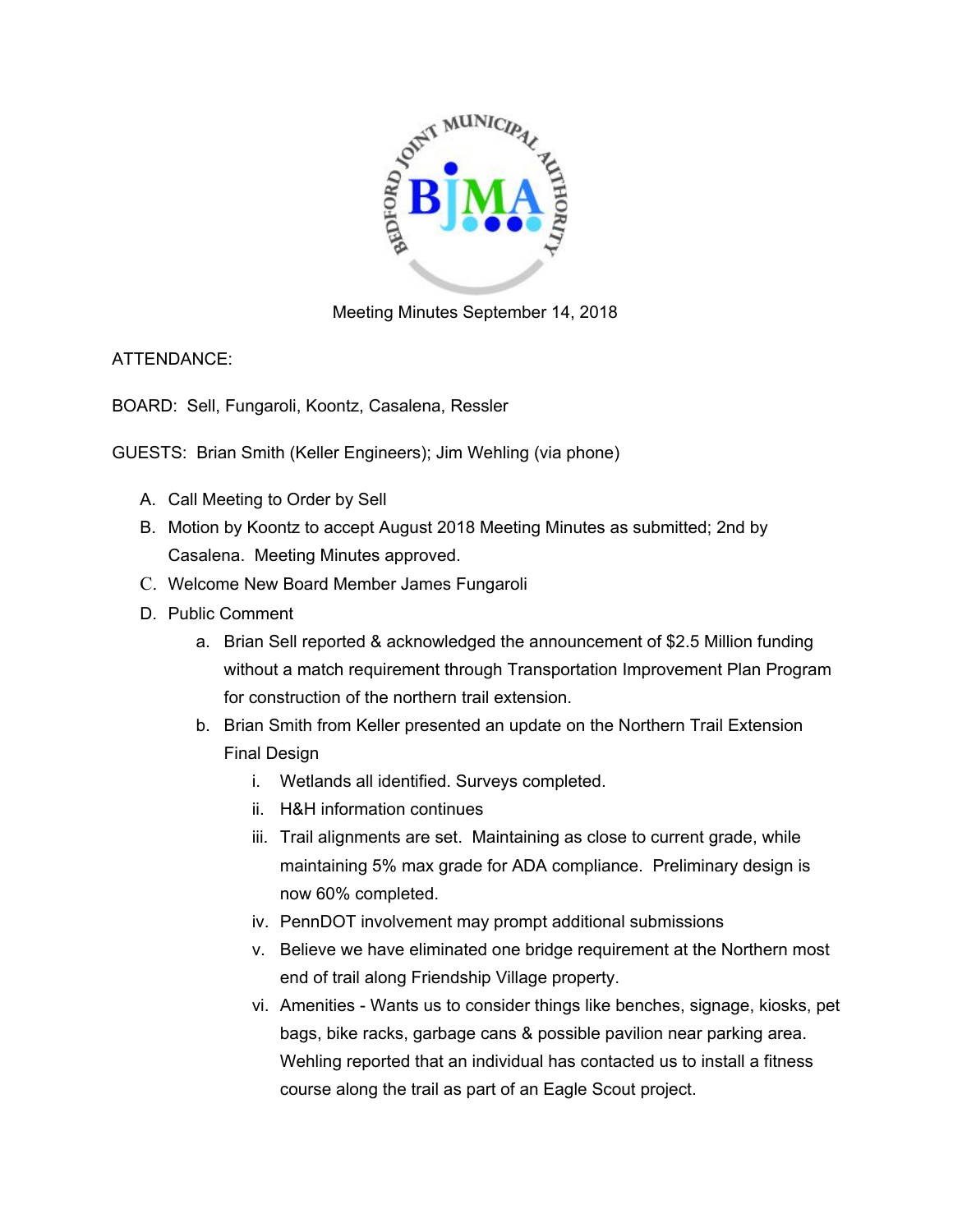Meeting Minutes September 14, 2018

ATTENDANCE:

BOARD: Sell, Fungaroli, Koontz, Casalena, Ressler

GUESTS: Brian Smith (Keller Engineers); Jim Wehling (via phone)

A. Call Meeting to Order by Sell
B. Motion by Koontz to accept August 2018 Meeting Minutes as submitted; 2nd by Casalena. Meeting Minutes approved.
C. Welcome New Board Member James Fungaroli
D. Public Comment
    a. Brian Sell reported & acknowledged the announcement of $2.5 Million funding without a match requirement through Transportation Improvement Plan Program for construction of the northern trail extension.
    b. Brian Smith from Keller presented an update on the Northern Trail Extension Final Design
        i. Wetlands all identified. Surveys completed.
        ii. H&H information continues
        iii. Trail alignments are set. Maintaining as close to current grade, while maintaining 5% max grade for ADA compliance. Preliminary design is now 60% completed.
        iv. PennDOT involvement may prompt additional submissions
        v. Believe we have eliminated one bridge requirement at the Northern most end of trail along Friendship Village property.
        vi. Amenities - Wants us to consider things like benches, signage, kiosks, pet bags, bike racks, garbage cans & possible pavilion near parking area. Wehling reported that an individual has contacted us to install a fitness course along the trail as part of an Eagle Scout project.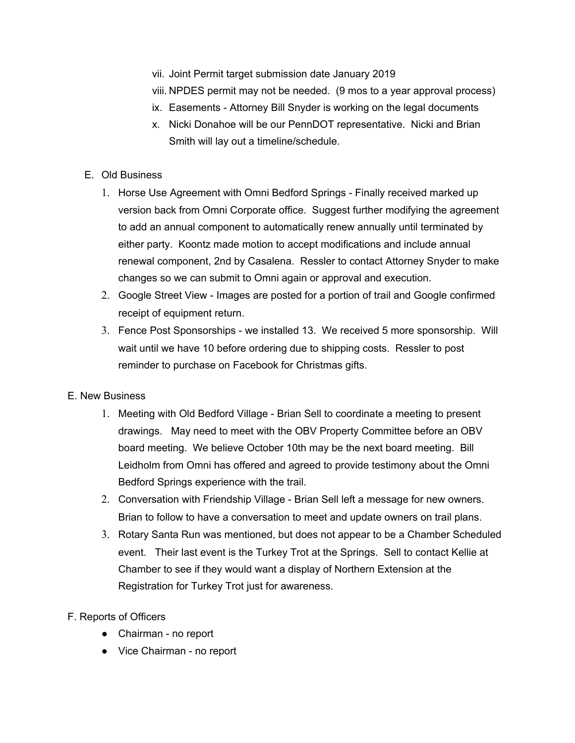vii. Joint Permit target submission date January 2019

viii. NPDES permit may not be needed. (9 mos to a year approval process)

ix. Easements - Attorney Bill Snyder is working on the legal documents

x. Nicki Donahoe will be our PennDOT representative. Nicki and Brian Smith will lay out a timeline/schedule.

E. Old Business

1. Horse Use Agreement with Omni Bedford Springs - Finally received marked up version back from Omni Corporate office. Suggest further modifying the agreement to add an annual component to automatically renew annually until terminated by either party. Koontz made motion to accept modifications and include annual renewal component, 2nd by Casalena. Ressler to contact Attorney Snyder to make changes so we can submit to Omni again or approval and execution.
2. Google Street View - Images are posted for a portion of trail and Google confirmed receipt of equipment return.
3. Fence Post Sponsorships - we installed 13. We received 5 more sponsorship. Will wait until we have 10 before ordering due to shipping costs. Ressler to post reminder to purchase on Facebook for Christmas gifts.

E. New Business

1. Meeting with Old Bedford Village - Brian Sell to coordinate a meeting to present drawings. May need to meet with the OBV Property Committee before an OBV board meeting. We believe October 10th may be the next board meeting. Bill Leidholm from Omni has offered and agreed to provide testimony about the Omni Bedford Springs experience with the trail.
2. Conversation with Friendship Village - Brian Sell left a message for new owners. Brian to follow to have a conversation to meet and update owners on trail plans.
3. Rotary Santa Run was mentioned, but does not appear to be a Chamber Scheduled event. Their last event is the Turkey Trot at the Springs. Sell to contact Kellie at Chamber to see if they would want a display of Northern Extension at the Registration for Turkey Trot just for awareness.

F. Reports of Officers

- Chairman - no report
- Vice Chairman - no report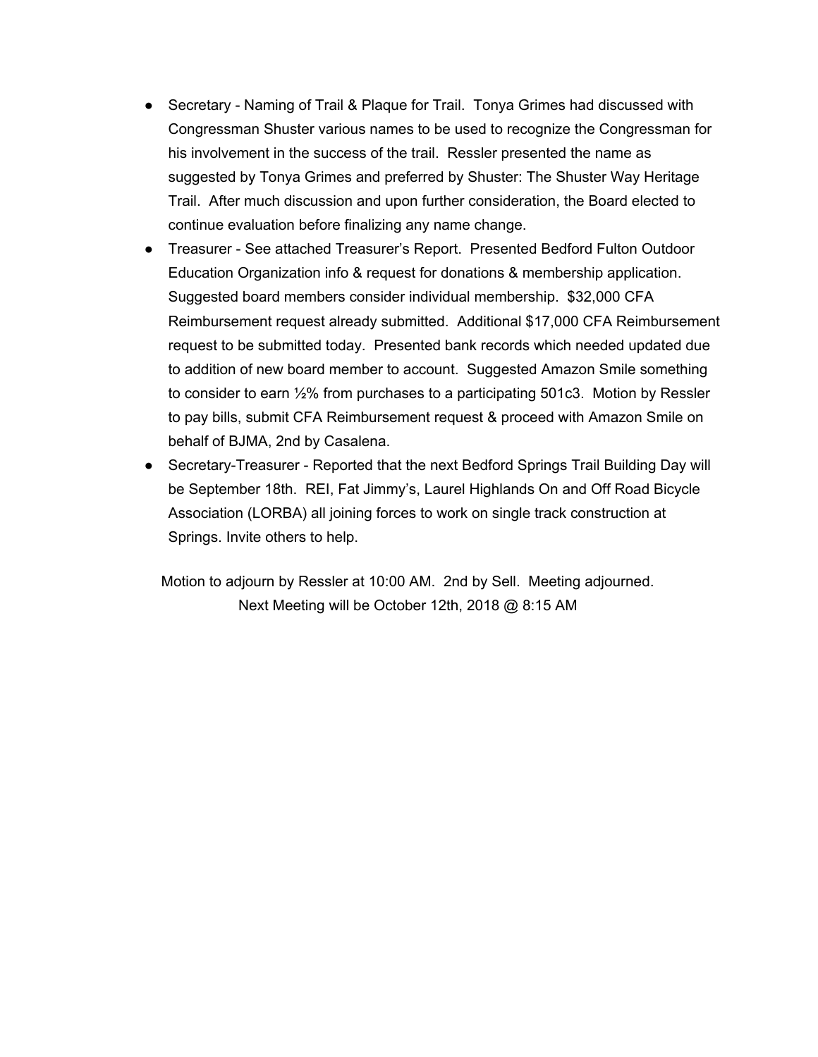- Secretary - Naming of Trail & Plaque for Trail. Tonya Grimes had discussed with Congressman Shuster various names to be used to recognize the Congressman for his involvement in the success of the trail. Ressler presented the name as suggested by Tonya Grimes and preferred by Shuster: The Shuster Way Heritage Trail. After much discussion and upon further consideration, the Board elected to continue evaluation before finalizing any name change.
- Treasurer - See attached Treasurer's Report. Presented Bedford Fulton Outdoor Education Organization info & request for donations & membership application. Suggested board members consider individual membership. $32,000 CFA Reimbursement request already submitted. Additional $17,000 CFA Reimbursement request to be submitted today. Presented bank records which needed updated due to addition of new board member to account. Suggested Amazon Smile something to consider to earn ½% from purchases to a participating 501c3. Motion by Ressler to pay bills, submit CFA Reimbursement request & proceed with Amazon Smile on behalf of BJMA, 2nd by Casalena.
- Secretary-Treasurer - Reported that the next Bedford Springs Trail Building Day will be September 18th. REI, Fat Jimmy's, Laurel Highlands On and Off Road Bicycle Association (LORBA) all joining forces to work on single track construction at Springs. Invite others to help.

Motion to adjourn by Ressler at 10:00 AM. 2nd by Sell. Meeting adjourned.

Next Meeting will be October 12th, 2018 @ 8:15 AM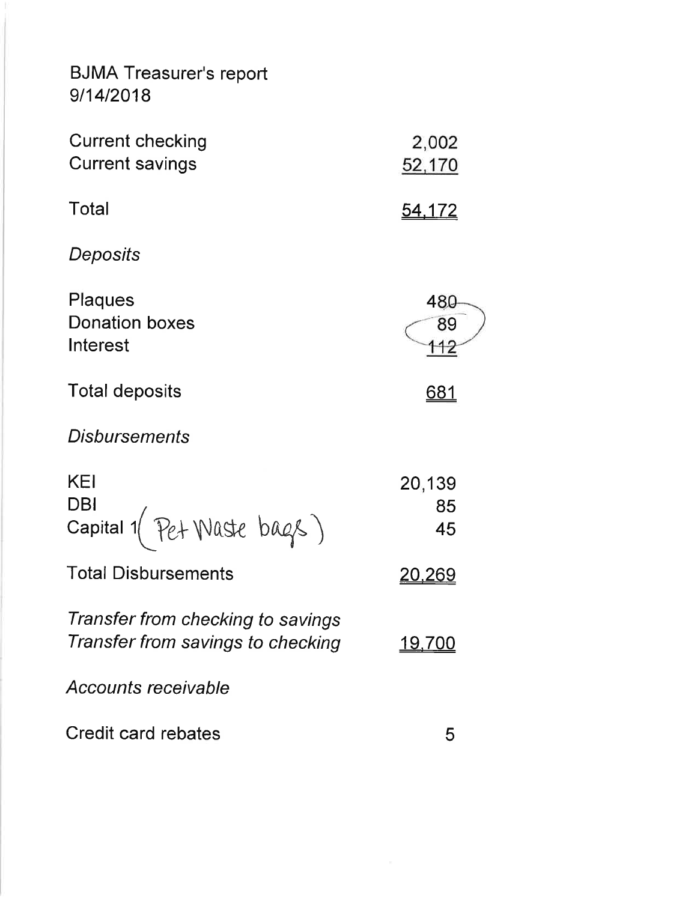BJMA Treasurer's report
9/14/2018

| | |
|---|---|
| Current checking | 2,002 |
| Current savings | 52,170 |
| Total | 54,172 |
| *Deposits* | |
| Plaques | 480 |
| Donation boxes | 89 |
| Interest | 112 |
| Total deposits | 681 |
| *Disbursements* | |
| KEI | 20,139 |
| DBI | 85 |
| Capital 1 (Pet Waste bags) | 45 |
| Total Disbursements | 20,269 |
| *Transfer from checking to savings* | |
| *Transfer from savings to checking* | 19,700 |
| *Accounts receivable* | |
| Credit card rebates | 5 |